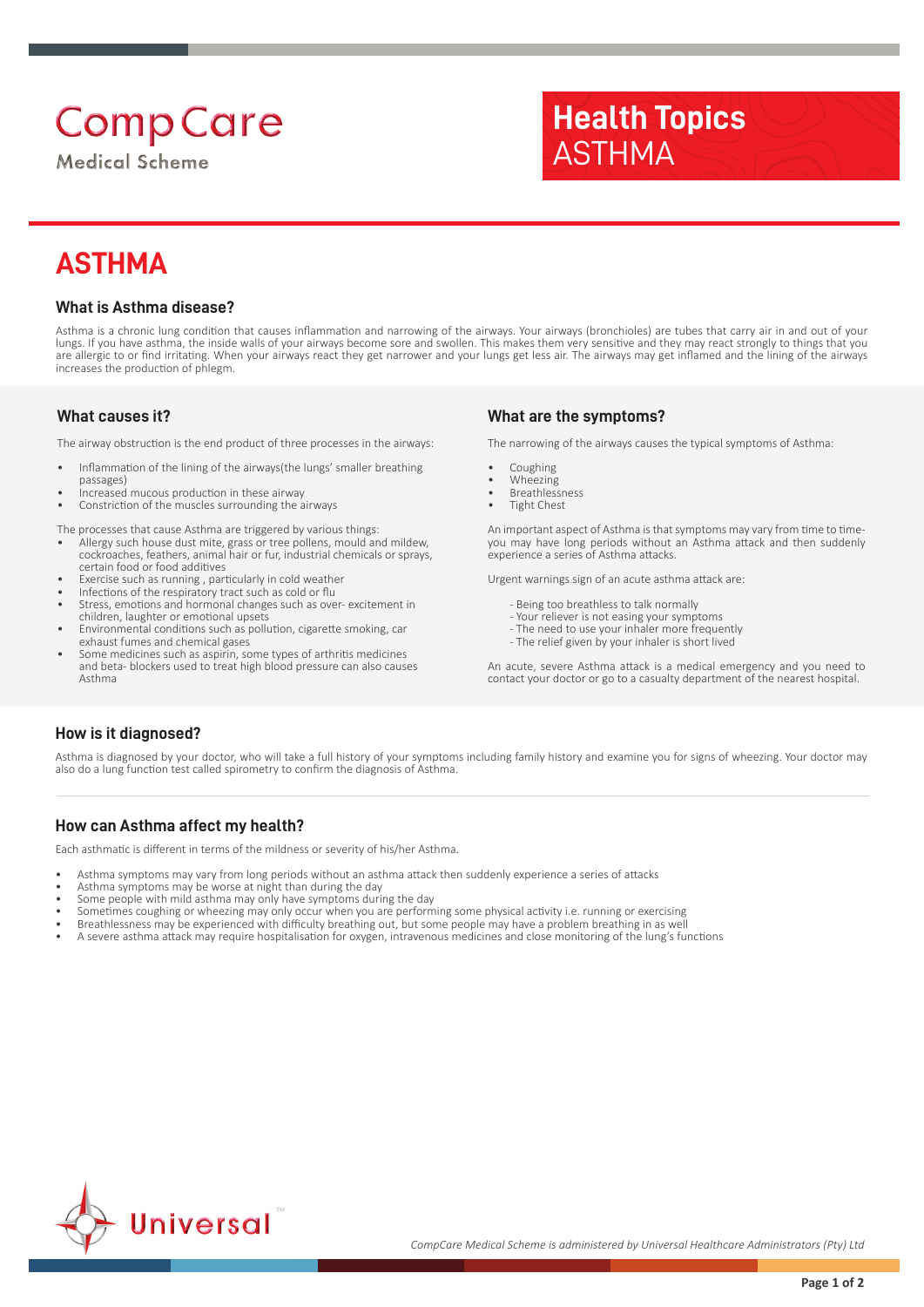CompCare Medical Scheme

**Health Topics**
ASTHMA

# ASTHMA

### What is Asthma disease?

Asthma is a chronic lung condition that causes inflammation and narrowing of the airways. Your airways (bronchioles) are tubes that carry air in and out of your lungs. If you have asthma, the inside walls of your airways become sore and swollen. This makes them very sensitive and they may react strongly to things that you are allergic to or find irritating. When your airways react they get narrower and your lungs get less air. The airways may get inflamed and the lining of the airways increases the production of phlegm.

### What causes it?

The airway obstruction is the end product of three processes in the airways:

- Inflammation of the lining of the airways(the lungs' smaller breathing passages)
- Increased mucous production in these airway
- Constriction of the muscles surrounding the airways

The processes that cause Asthma are triggered by various things:

- Allergy such house dust mite, grass or tree pollens, mould and mildew, cockroaches, feathers, animal hair or fur, industrial chemicals or sprays, certain food or food additives
- Exercise such as running , particularly in cold weather
- Infections of the respiratory tract such as cold or flu
- Stress, emotions and hormonal changes such as over- excitement in children, laughter or emotional upsets
- Environmental conditions such as pollution, cigarette smoking, car exhaust fumes and chemical gases
- Some medicines such as aspirin, some types of arthritis medicines and beta- blockers used to treat high blood pressure can also causes Asthma

### What are the symptoms?

The narrowing of the airways causes the typical symptoms of Asthma:

- Coughing
- Wheezing
- Breathlessness
- Tight Chest

An important aspect of Asthma is that symptoms may vary from time to time- you may have long periods without an Asthma attack and then suddenly experience a series of Asthma attacks.

Urgent warnings sign of an acute asthma attack are:

- Being too breathless to talk normally
- Your reliever is not easing your symptoms
- The need to use your inhaler more frequently
- The relief given by your inhaler is short lived

An acute, severe Asthma attack is a medical emergency and you need to contact your doctor or go to a casualty department of the nearest hospital.

### How is it diagnosed?

Asthma is diagnosed by your doctor, who will take a full history of your symptoms including family history and examine you for signs of wheezing. Your doctor may also do a lung function test called spirometry to confirm the diagnosis of Asthma.

### How can Asthma affect my health?

Each asthmatic is different in terms of the mildness or severity of his/her Asthma.

- Asthma symptoms may vary from long periods without an asthma attack then suddenly experience a series of attacks
- Asthma symptoms may be worse at night than during the day
- Some people with mild asthma may only have symptoms during the day
- Sometimes coughing or wheezing may only occur when you are performing some physical activity i.e. running or exercising
- Breathlessness may be experienced with difficulty breathing out, but some people may have a problem breathing in as well
- A severe asthma attack may require hospitalisation for oxygen, intravenous medicines and close monitoring of the lung's functions

Universal™

*CompCare Medical Scheme is administered by Universal Healthcare Administrators (Pty) Ltd*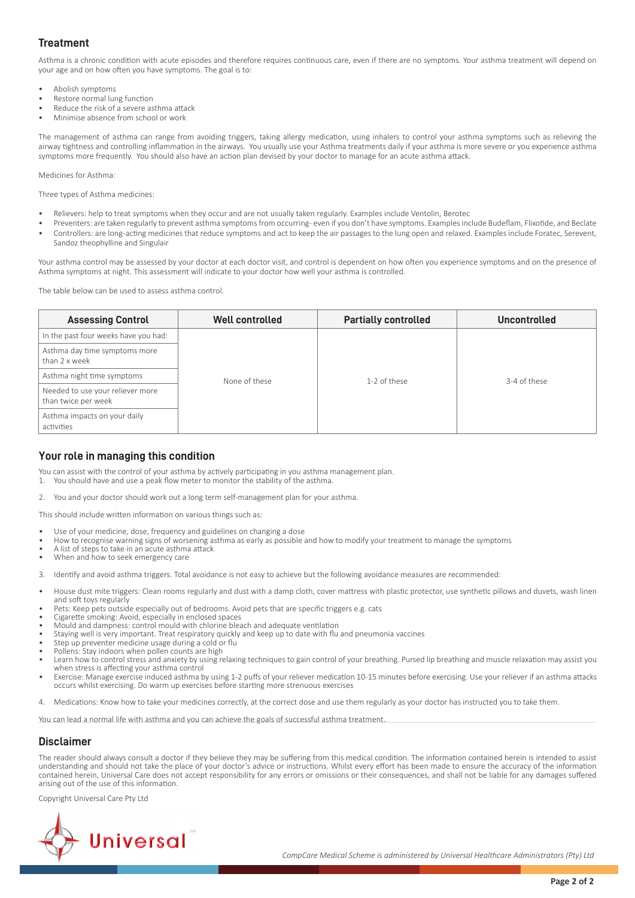## Treatment

Asthma is a chronic condition with acute episodes and therefore requires continuous care, even if there are no symptoms. Your asthma treatment will depend on your age and on how often you have symptoms. The goal is to:

- Abolish symptoms
- Restore normal lung function
- Reduce the risk of a severe asthma attack
- Minimise absence from school or work

The management of asthma can range from avoiding triggers, taking allergy medication, using inhalers to control your asthma symptoms such as relieving the airway tightness and controlling inflammation in the airways. You usually use your Asthma treatments daily if your asthma is more severe or you experience asthma symptoms more frequently. You should also have an action plan devised by your doctor to manage for an acute asthma attack.

Medicines for Asthma:

Three types of Asthma medicines:

- Relievers: help to treat symptoms when they occur and are not usually taken regularly. Examples include Ventolin, Berotec
- Preventers: are taken regularly to prevent asthma symptoms from occurring- even if you don't have symptoms. Examples include Budeflam, Flixotide, and Beclate
- Controllers: are long-acting medicines that reduce symptoms and act to keep the air passages to the lung open and relaxed. Examples include Foratec, Serevent, Sandoz theophylline and Singulair

Your asthma control may be assessed by your doctor at each doctor visit, and control is dependent on how often you experience symptoms and on the presence of Asthma symptoms at night. This assessment will indicate to your doctor how well your asthma is controlled.

The table below can be used to assess asthma control.

| Assessing Control | Well controlled | Partially controlled | Uncontrolled |
|---|---|---|---|
| In the past four weeks have you had: | None of these | 1-2 of these | 3-4 of these |
| Asthma day time symptoms more than 2 x week | | | |
| Asthma night time symptoms | | | |
| Needed to use your reliever more than twice per week | | | |
| Asthma impacts on your daily activities | | | |

## Your role in managing this condition

You can assist with the control of your asthma by actively participating in you asthma management plan.

1. You should have and use a peak flow meter to monitor the stability of the asthma.

2. You and your doctor should work out a long term self-management plan for your asthma.

This should include written information on various things such as:

- Use of your medicine, dose, frequency and guidelines on changing a dose
- How to recognise warning signs of worsening asthma as early as possible and how to modify your treatment to manage the symptoms
- A list of steps to take in an acute asthma attack
- When and how to seek emergency care

3. Identify and avoid asthma triggers. Total avoidance is not easy to achieve but the following avoidance measures are recommended:

- House dust mite triggers: Clean rooms regularly and dust with a damp cloth, cover mattress with plastic protector, use synthetic pillows and duvets, wash linen and soft toys regularly
- Pets: Keep pets outside especially out of bedrooms. Avoid pets that are specific triggers e.g. cats
- Cigarette smoking: Avoid, especially in enclosed spaces
- Mould and dampness: control mould with chlorine bleach and adequate ventilation
- Staying well is very important. Treat respiratory quickly and keep up to date with flu and pneumonia vaccines
- Step up preventer medicine usage during a cold or flu
- Pollens: Stay indoors when pollen counts are high
- Learn how to control stress and anxiety by using relaxing techniques to gain control of your breathing. Pursed lip breathing and muscle relaxation may assist you when stress is affecting your asthma control
- Exercise: Manage exercise induced asthma by using 1-2 puffs of your reliever medication 10-15 minutes before exercising. Use your reliever if an asthma attacks occurs whilst exercising. Do warm up exercises before starting more strenuous exercises

4. Medications: Know how to take your medicines correctly, at the correct dose and use them regularly as your doctor has instructed you to take them.

You can lead a normal life with asthma and you can achieve the goals of successful asthma treatment.

## Disclaimer

The reader should always consult a doctor if they believe they may be suffering from this medical condition. The information contained herein is intended to assist understanding and should not take the place of your doctor's advice or instructions. Whilst every effort has been made to ensure the accuracy of the information contained herein, Universal Care does not accept responsibility for any errors or omissions or their consequences, and shall not be liable for any damages suffered arising out of the use of this information.

Copyright Universal Care Pty Ltd

Universal™

*CompCare Medical Scheme is administered by Universal Healthcare Administrators (Pty) Ltd*